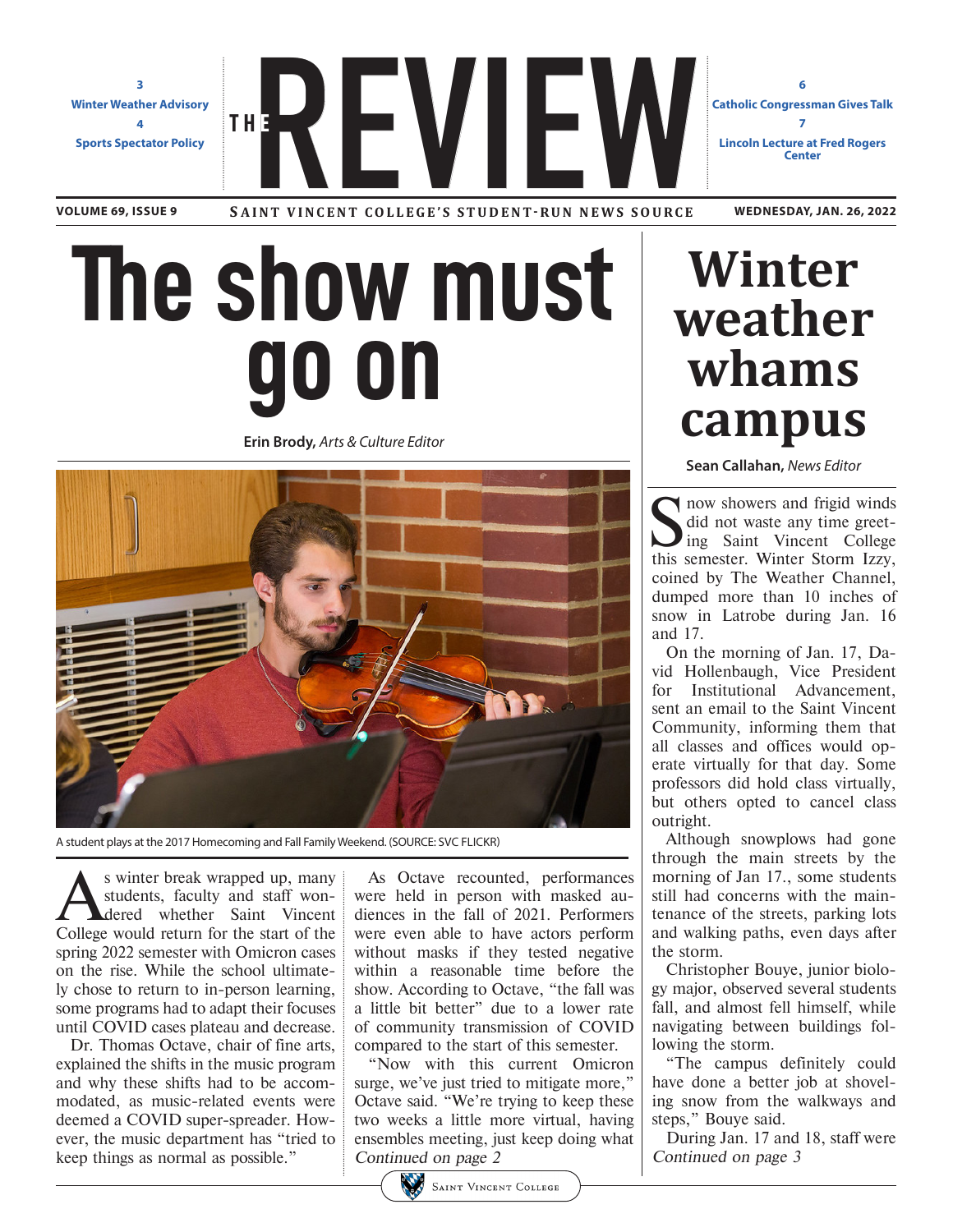3
**Winter Weather Advisory**
4
**Sports Spectator Policy**

# THE REVIEW

6
**Catholic Congressman Gives Talk**
7
**Lincoln Lecture at Fred Rogers Center**

**VOLUME 69, ISSUE 9** | SAINT VINCENT COLLEGE'S STUDENT-RUN NEWS SOURCE | **WEDNESDAY, JAN. 26, 2022**

# The show must go on

**Erin Brody,** *Arts & Culture Editor*

A student plays at the 2017 Homecoming and Fall Family Weekend. (SOURCE: SVC FLICKR)

As winter break wrapped up, many students, faculty and staff wondered whether Saint Vincent College would return for the start of the spring 2022 semester with Omicron cases on the rise. While the school ultimately chose to return to in-person learning, some programs had to adapt their focuses until COVID cases plateau and decrease.

Dr. Thomas Octave, chair of fine arts, explained the shifts in the music program and why these shifts had to be accommodated, as music-related events were deemed a COVID super-spreader. However, the music department has "tried to keep things as normal as possible."

As Octave recounted, performances were held in person with masked audiences in the fall of 2021. Performers were even able to have actors perform without masks if they tested negative within a reasonable time before the show. According to Octave, "the fall was a little bit better" due to a lower rate of community transmission of COVID compared to the start of this semester.

"Now with this current Omicron surge, we've just tried to mitigate more," Octave said. "We're trying to keep these two weeks a little more virtual, having ensembles meeting, just keep doing what

*Continued on page 2*

# Winter weather whams campus

**Sean Callahan,** *News Editor*

Snow showers and frigid winds did not waste any time greeting Saint Vincent College this semester. Winter Storm Izzy, coined by The Weather Channel, dumped more than 10 inches of snow in Latrobe during Jan. 16 and 17.

On the morning of Jan. 17, David Hollenbaugh, Vice President for Institutional Advancement, sent an email to the Saint Vincent Community, informing them that all classes and offices would operate virtually for that day. Some professors did hold class virtually, but others opted to cancel class outright.

Although snowplows had gone through the main streets by the morning of Jan 17., some students still had concerns with the maintenance of the streets, parking lots and walking paths, even days after the storm.

Christopher Bouye, junior biology major, observed several students fall, and almost fell himself, while navigating between buildings following the storm.

"The campus definitely could have done a better job at shoveling snow from the walkways and steps," Bouye said.

During Jan. 17 and 18, staff were

*Continued on page 3*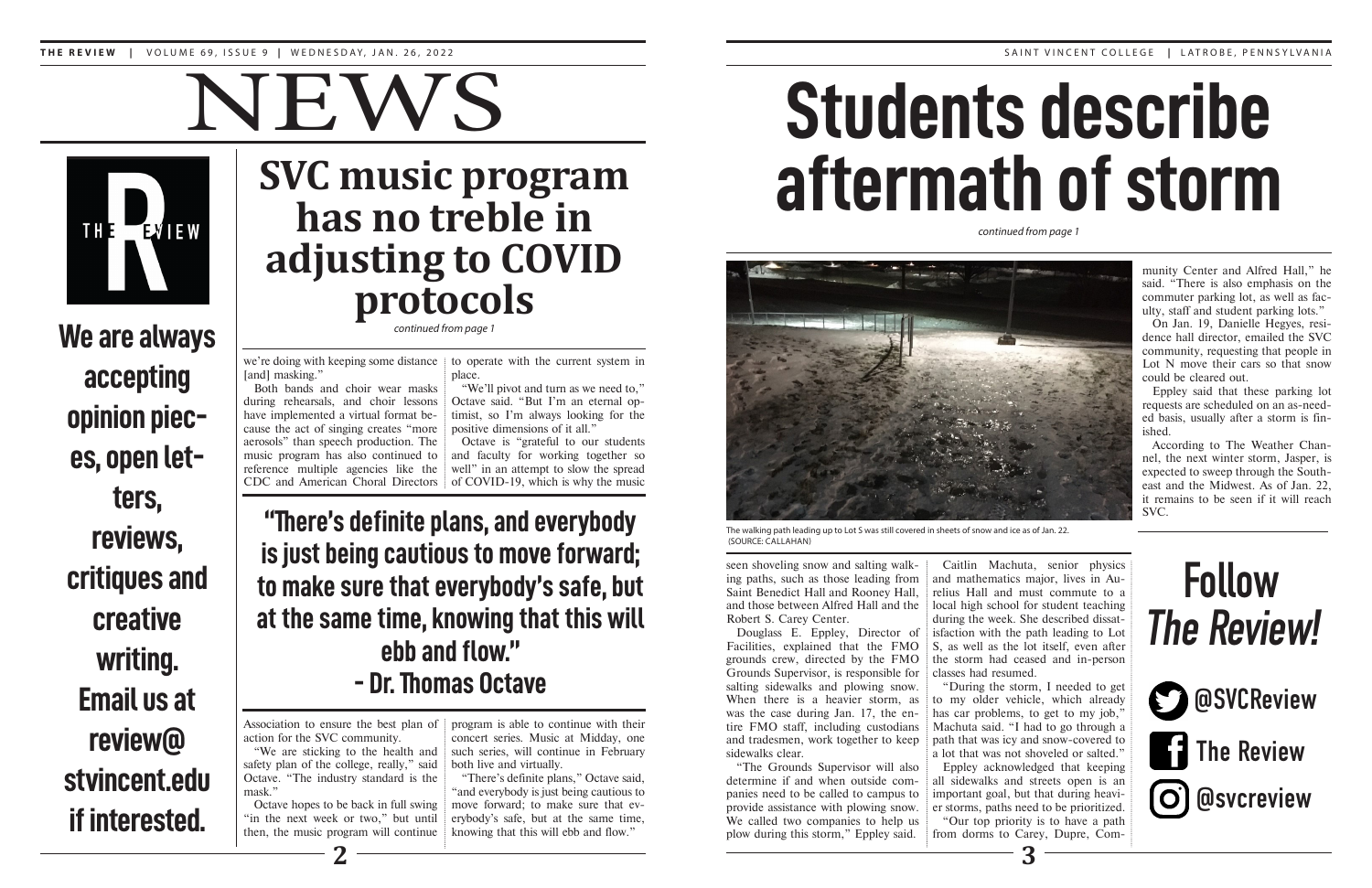# NEWS

**We are always accepting opinion pieces, open letters, reviews, critiques and creative writing. Email us at review@stvincent.edu if interested.**

## SVC music program has no treble in adjusting to COVID protocols

*continued from page 1*

we're doing with keeping some distance [and] masking."

Both bands and choir wear masks during rehearsals, and choir lessons have implemented a virtual format because the act of singing creates "more aerosols" than speech production. The music program has also continued to reference multiple agencies like the CDC and American Choral Directors Association to ensure the best plan of action for the SVC community.

"We are sticking to the health and safety plan of the college, really," said Octave. "The industry standard is the mask."

Octave hopes to be back in full swing "in the next week or two," but until then, the music program will continue to operate with the current system in place.

"We'll pivot and turn as we need to," Octave said. "But I'm an eternal optimist, so I'm always looking for the positive dimensions of it all."

Octave is "grateful to our students and faculty for working together so well" in an attempt to slow the spread of COVID-19, which is why the music program is able to continue with their concert series. Music at Midday, one such series, will continue in February both live and virtually.

"There's definite plans," Octave said, "and everybody is just being cautious to move forward; to make sure that everybody's safe, but at the same time, knowing that this will ebb and flow."

> **"There's definite plans, and everybody is just being cautious to move forward; to make sure that everybody's safe, but at the same time, knowing that this will ebb and flow."**
> **- Dr. Thomas Octave**

## Students describe aftermath of storm

*continued from page 1*

The walking path leading up to Lot S was still covered in sheets of snow and ice as of Jan. 22. (SOURCE: CALLAHAN)

seen shoveling snow and salting walking paths, such as those leading from Saint Benedict Hall and Rooney Hall, and those between Alfred Hall and the Robert S. Carey Center.

Douglass E. Eppley, Director of Facilities, explained that the FMO grounds crew, directed by the FMO Grounds Supervisor, is responsible for salting sidewalks and plowing snow. When there is a heavier storm, as was the case during Jan. 17, the entire FMO staff, including custodians and tradesmen, work together to keep sidewalks clear.

"The Grounds Supervisor will also determine if and when outside companies need to be called to campus to provide assistance with plowing snow. We called two companies to help us plow during this storm," Eppley said.

Caitlin Machuta, senior physics and mathematics major, lives in Aurelius Hall and must commute to a local high school for student teaching during the week. She described dissatisfaction with the path leading to Lot S, as well as the lot itself, even after the storm had ceased and in-person classes had resumed.

"During the storm, I needed to get to my older vehicle, which already has car problems, to get to my job," Machuta said. "I had to go through a path that was icy and snow-covered to a lot that was not shoveled or salted."

Eppley acknowledged that keeping all sidewalks and streets open is an important goal, but that during heavier storms, paths need to be prioritized.

"Our top priority is to have a path from dorms to Carey, Dupre, Community Center and Alfred Hall," he said. "There is also emphasis on the commuter parking lot, as well as faculty, staff and student parking lots."

On Jan. 19, Danielle Hegyes, residence hall director, emailed the SVC community, requesting that people in Lot N move their cars so that snow could be cleared out.

Eppley said that these parking lot requests are scheduled on an as-needed basis, usually after a storm is finished.

According to The Weather Channel, the next winter storm, Jasper, is expected to sweep through the Southeast and the Midwest. As of Jan. 22, it remains to be seen if it will reach SVC.

## Follow *The Review!*

@SVCReview

The Review

@svcreview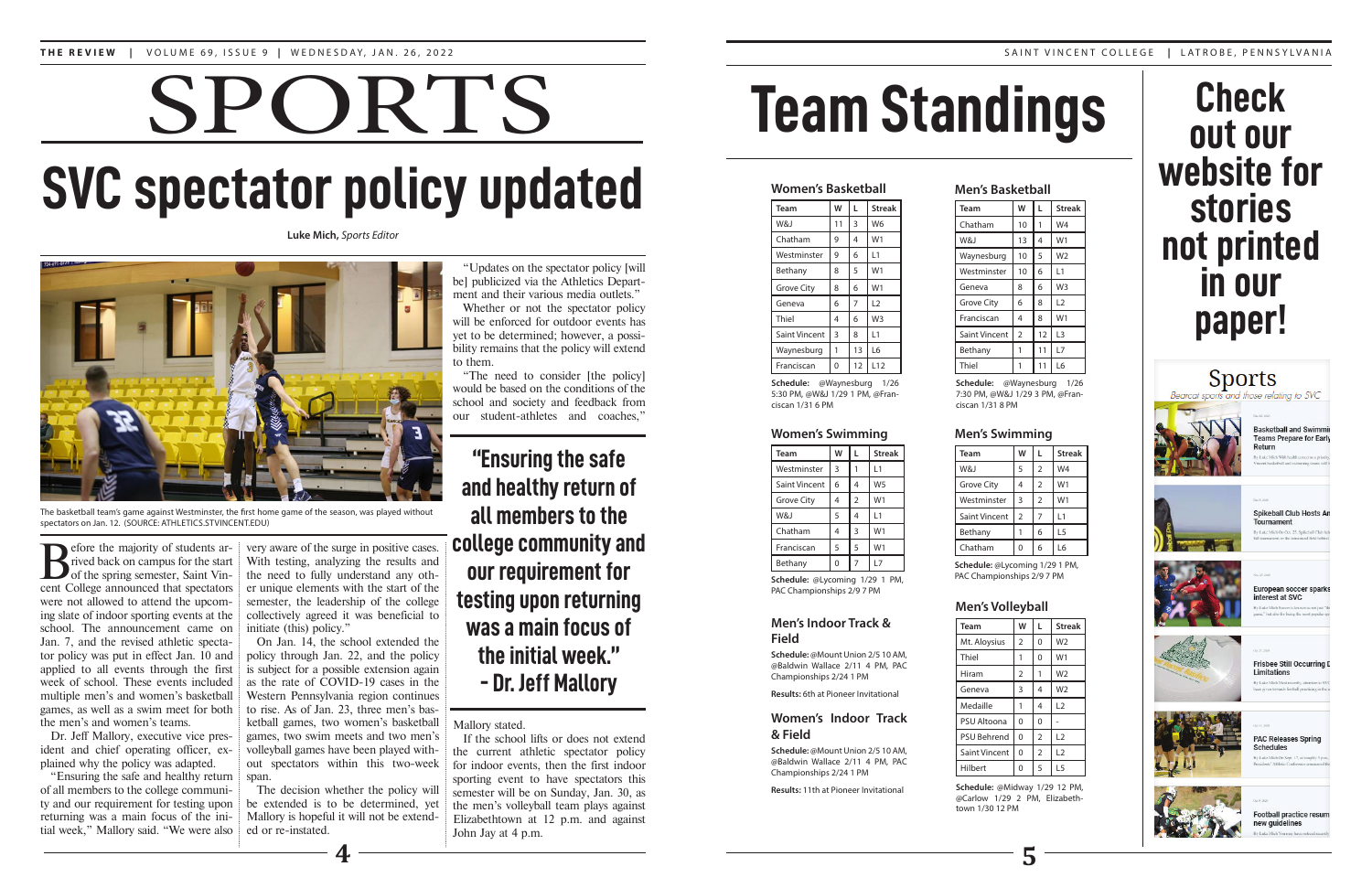# SPORTS

## SVC spectator policy updated

**Luke Mich,** *Sports Editor*

The basketball team's game against Westminster, the first home game of the season, was played without spectators on Jan. 12. (SOURCE: ATHLETICS.STVINCENT.EDU)

Before the majority of students arrived back on campus for the start of the spring semester, Saint Vincent College announced that spectators were not allowed to attend the upcoming slate of indoor sporting events at the school. The announcement came on Jan. 7, and the revised athletic spectator policy was put in effect Jan. 10 and applied to all events through the first week of school. These events included multiple men's and women's basketball games, as well as a swim meet for both the men's and women's teams.

Dr. Jeff Mallory, executive vice president and chief operating officer, explained why the policy was adapted.

"Ensuring the safe and healthy return of all members to the college community and our requirement for testing upon returning was a main focus of the initial week," Mallory said. "We were also very aware of the surge in positive cases. With testing, analyzing the results and the need to fully understand any other unique elements with the start of the semester, the leadership of the college collectively agreed it was beneficial to initiate (this) policy."

On Jan. 14, the school extended the policy through Jan. 22, and the policy is subject for a possible extension again as the rate of COVID-19 cases in the Western Pennsylvania region continues to rise. As of Jan. 23, three men's basketball games, two women's basketball games, two swim meets and two men's volleyball games have been played without spectators within this two-week span.

The decision whether the policy will be extended is to be determined, yet Mallory is hopeful it will not be extended or re-instated.

"Updates on the spectator policy [will be] publicized via the Athletics Department and their various media outlets."

Whether or not the spectator policy will be enforced for outdoor events has yet to be determined; however, a possibility remains that the policy will extend to them.

"The need to consider [the policy] would be based on the conditions of the school and society and feedback from our student-athletes and coaches," Mallory stated.

If the school lifts or does not extend the current athletic spectator policy for indoor events, then the first indoor sporting event to have spectators this semester will be on Sunday, Jan. 30, as the men's volleyball team plays against Elizabethtown at 12 p.m. and against John Jay at 4 p.m.

> **"Ensuring the safe and healthy return of all members to the college community and our requirement for testing upon returning was a main focus of the initial week."**
> **- Dr. Jeff Mallory**

# Team Standings

### Women's Basketball

| Team | W | L | Streak |
|---|---|---|---|
| W&J | 11 | 3 | W6 |
| Chatham | 9 | 4 | W1 |
| Westminster | 9 | 6 | L1 |
| Bethany | 8 | 5 | W1 |
| Grove City | 8 | 6 | W1 |
| Geneva | 6 | 7 | L2 |
| Thiel | 4 | 6 | W3 |
| Saint Vincent | 3 | 8 | L1 |
| Waynesburg | 1 | 13 | L6 |
| Franciscan | 0 | 12 | L12 |

**Schedule:** @Waynesburg 1/26 5:30 PM, @W&J 1/29 1 PM, @Franciscan 1/31 6 PM

### Women's Swimming

| Team | W | L | Streak |
|---|---|---|---|
| Westminster | 3 | 1 | L1 |
| Saint Vincent | 6 | 4 | W5 |
| Grove City | 4 | 2 | W1 |
| W&J | 5 | 4 | L1 |
| Chatham | 4 | 3 | W1 |
| Franciscan | 5 | 5 | W1 |
| Bethany | 0 | 7 | L7 |

**Schedule:** @Lycoming 1/29 1 PM, PAC Championships 2/9 7 PM

### Men's Indoor Track & Field

**Schedule:** @Mount Union 2/5 10 AM, @Baldwin Wallace 2/11 4 PM, PAC Championships 2/24 1 PM

**Results:** 6th at Pioneer Invitational

### Women's Indoor Track & Field

**Schedule:** @Mount Union 2/5 10 AM, @Baldwin Wallace 2/11 4 PM, PAC Championships 2/24 1 PM

**Results:** 11th at Pioneer Invitational

### Men's Basketball

| Team | W | L | Streak |
|---|---|---|---|
| Chatham | 10 | 1 | W4 |
| W&J | 13 | 4 | W1 |
| Waynesburg | 10 | 5 | W2 |
| Westminster | 10 | 6 | L1 |
| Geneva | 8 | 6 | W3 |
| Grove City | 6 | 8 | L2 |
| Franciscan | 4 | 8 | W1 |
| Saint Vincent | 2 | 12 | L3 |
| Bethany | 1 | 11 | L7 |
| Thiel | 1 | 11 | L6 |

**Schedule:** @Waynesburg 1/26 7:30 PM, @W&J 1/29 3 PM, @Franciscan 1/31 8 PM

### Men's Swimming

| Team | W | L | Streak |
|---|---|---|---|
| W&J | 5 | 2 | W4 |
| Grove City | 4 | 2 | W1 |
| Westminster | 3 | 2 | W1 |
| Saint Vincent | 2 | 7 | L1 |
| Bethany | 1 | 6 | L5 |
| Chatham | 0 | 6 | L6 |

**Schedule:** @Lycoming 1/29 1 PM, PAC Championships 2/9 7 PM

### Men's Volleyball

| Team | W | L | Streak |
|---|---|---|---|
| Mt. Aloysius | 2 | 0 | W2 |
| Thiel | 1 | 0 | W1 |
| Hiram | 2 | 1 | W2 |
| Geneva | 3 | 4 | W2 |
| Medaille | 1 | 4 | L2 |
| PSU Altoona | 0 | 0 | - |
| PSU Behrend | 0 | 2 | L2 |
| Saint Vincent | 0 | 2 | L2 |
| Hilbert | 0 | 5 | L5 |

**Schedule:** @Midway 1/29 12 PM, @Carlow 1/29 2 PM, Elizabethtown 1/30 12 PM

## Check out our website for stories not printed in our paper!

Sports
*Bearcat sports and those relating to SVC*

- Basketball and Swimming Teams Prepare for Early Return
- Spikeball Club Hosts An Tournament
- European soccer sparks interest at SVC
- Frisbee Still Occurring Limitations
- PAC Releases Spring Schedules
- Football practice resum new guidelines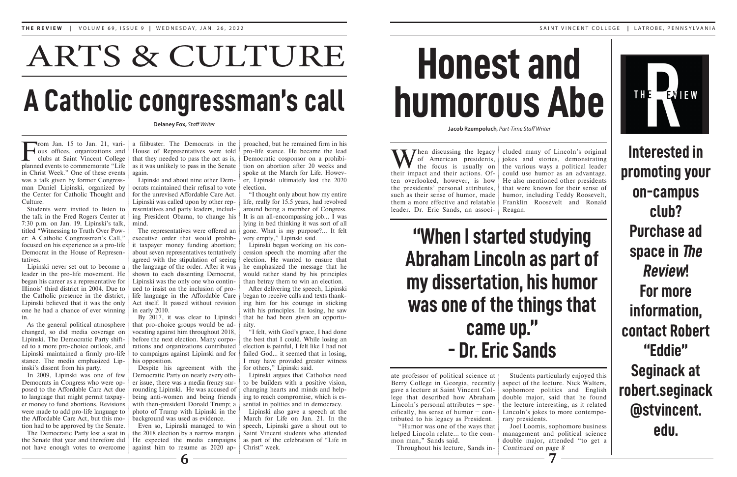# ARTS & CULTURE

## A Catholic congressman's call

**Delaney Fox,** *Staff Writer*

From Jan. 15 to Jan. 21, various offices, organizations and clubs at Saint Vincent College planned events to commemorate "Life in Christ Week." One of these events was a talk given by former Congressman Daniel Lipinski, organized by the Center for Catholic Thought and Culture.

Students were invited to listen to the talk in the Fred Rogers Center at 7:30 p.m. on Jan. 19. Lipinski's talk, titled "Witnessing to Truth Over Power: A Catholic Congressman's Call," focused on his experience as a pro-life Democrat in the House of Representatives.

Lipinski never set out to become a leader in the pro-life movement. He began his career as a representative for Illinois' third district in 2004. Due to the Catholic presence in the district, Lipinski believed that it was the only one he had a chance of ever winning in.

As the general political atmosphere changed, so did media coverage on Lipinski. The Democratic Party shifted to a more pro-choice outlook, and Lipinski maintained a firmly pro-life stance. The media emphasized Lipinski's dissent from his party.

In 2009, Lipinski was one of few Democrats in Congress who were opposed to the Affordable Care Act due to language that might permit taxpayer money to fund abortions. Revisions were made to add pro-life language to the Affordable Care Act, but this motion had to be approved by the Senate.

The Democratic Party lost a seat in the Senate that year and therefore did not have enough votes to overcome a filibuster. The Democrats in the House of Representatives were told that they needed to pass the act as is, as it was unlikely to pass in the Senate again.

Lipinski and about nine other Democrats maintained their refusal to vote for the unrevised Affordable Care Act. Lipinski was called upon by other representatives and party leaders, including President Obama, to change his mind.

The representatives were offered an executive order that would prohibit taxpayer money funding abortion; about seven representatives tentatively agreed with the stipulation of seeing the language of the order. After it was shown to each dissenting Democrat, Lipinski was the only one who continued to insist on the inclusion of pro-life language in the Affordable Care Act itself. It passed without revision in early 2010.

By 2017, it was clear to Lipinski that pro-choice groups would be advocating against him throughout 2018, before the next election. Many corporations and organizations contributed to campaigns against Lipinski and for his opposition.

Despite his agreement with the Democratic Party on nearly every other issue, there was a media frenzy surrounding Lipinski. He was accused of being anti-women and being friends with then-president Donald Trump; a photo of Trump with Lipinski in the background was used as evidence.

Even so, Lipinski managed to win the 2018 election by a narrow margin. He expected the media campaigns against him to resume as 2020 approached, but he remained firm in his pro-life stance. He became the lead Democratic cosponsor on a prohibition on abortion after 20 weeks and spoke at the March for Life. However, Lipinski ultimately lost the 2020 election.

"I thought only about how my entire life, really for 15.5 years, had revolved around being a member of Congress. It is an all-encompassing job... I was lying in bed thinking it was sort of all gone. What is my purpose?... It felt very empty," Lipinski said.

Lipinski began working on his concession speech the morning after the election. He wanted to ensure that he emphasized the message that he would rather stand by his principles than betray them to win an election.

After delivering the speech, Lipinski began to receive calls and texts thanking him for his courage in sticking with his principles. In losing, he saw that he had been given an opportunity.

"I felt, with God's grace, I had done the best that I could. While losing an election is painful, I felt like I had not failed God... it seemed that in losing, I may have provided greater witness for others," Lipinski said.

Lipinski argues that Catholics need to be builders with a positive vision, changing hearts and minds and helping to reach compromise, which is essential in politics and in democracy.

Lipinski also gave a speech at the March for Life on Jan. 21. In the speech, Lipinski gave a shout out to Saint Vincent students who attended as part of the celebration of "Life in Christ" week.

## Honest and humorous Abe

**Jacob Rzempoluch**, *Part-Time Staff Writer*

When discussing the legacy of American presidents, the focus is usually on their impact and their actions. Often overlooked, however, is how the presidents' personal attributes, such as their sense of humor, made them a more effective and relatable leader. Dr. Eric Sands, an associate professor of political science at Berry College in Georgia, recently gave a lecture at Saint Vincent College that described how Abraham Lincoln's personal attributes – specifically, his sense of humor – contributed to his legacy as President.

"Humor was one of the ways that helped Lincoln relate... to the common man," Sands said.

Throughout his lecture, Sands included many of Lincoln's original jokes and stories, demonstrating the various ways a political leader could use humor as an advantage. He also mentioned other presidents that were known for their sense of humor, including Teddy Roosevelt, Franklin Roosevelt and Ronald Reagan.

**"When I started studying Abraham Lincoln as part of my dissertation, his humor was one of the things that came up." - Dr. Eric Sands**

Students particularly enjoyed this aspect of the lecture. Nick Walters, sophomore politics and English double major, said that he found the lecture interesting, as it related Lincoln's jokes to more contemporary presidents.

Joel Loomis, sophomore business management and political science double major, attended "to get a *Continued on page 8*

**Interested in promoting your on-campus club? Purchase ad space in *The Review*! For more information, contact Robert "Eddie" Seginack at robert.seginack@stvincent.edu.**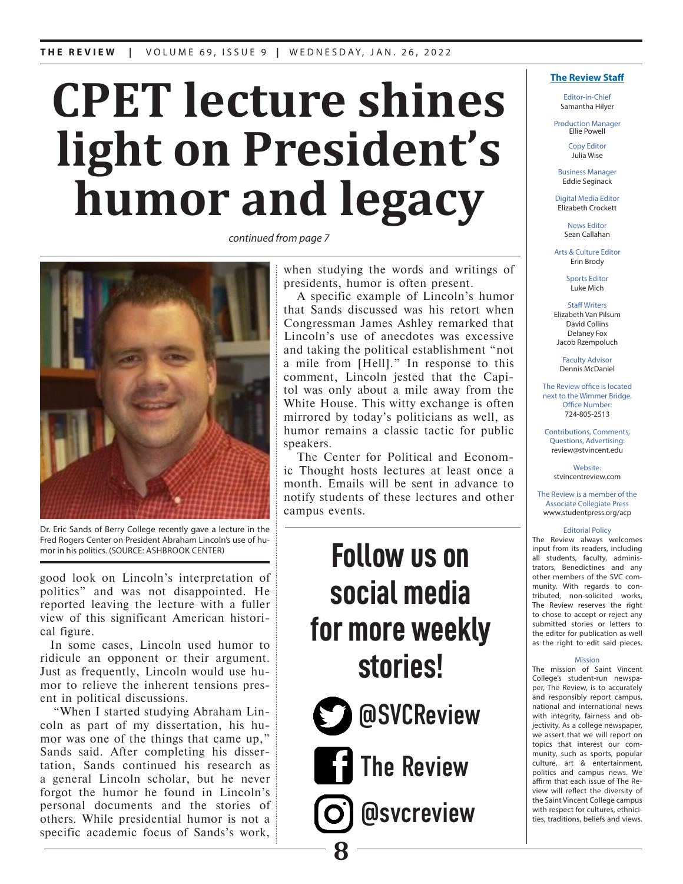# CPET lecture shines light on President's humor and legacy

*continued from page 7*

Dr. Eric Sands of Berry College recently gave a lecture in the Fred Rogers Center on President Abraham Lincoln's use of humor in his politics. (SOURCE: ASHBROOK CENTER)

good look on Lincoln's interpretation of politics" and was not disappointed. He reported leaving the lecture with a fuller view of this significant American historical figure.

In some cases, Lincoln used humor to ridicule an opponent or their argument. Just as frequently, Lincoln would use humor to relieve the inherent tensions present in political discussions.

"When I started studying Abraham Lincoln as part of my dissertation, his humor was one of the things that came up," Sands said. After completing his dissertation, Sands continued his research as a general Lincoln scholar, but he never forgot the humor he found in Lincoln's personal documents and the stories of others. While presidential humor is not a specific academic focus of Sands's work, when studying the words and writings of presidents, humor is often present.

A specific example of Lincoln's humor that Sands discussed was his retort when Congressman James Ashley remarked that Lincoln's use of anecdotes was excessive and taking the political establishment "not a mile from [Hell]." In response to this comment, Lincoln jested that the Capitol was only about a mile away from the White House. This witty exchange is often mirrored by today's politicians as well, as humor remains a classic tactic for public speakers.

The Center for Political and Economic Thought hosts lectures at least once a month. Emails will be sent in advance to notify students of these lectures and other campus events.

## Follow us on social media for more weekly stories!

@SVCReview

The Review

@svcreview

---

### The Review Staff

Editor-in-Chief
Samantha Hilyer

Production Manager
Ellie Powell

Copy Editor
Julia Wise

Business Manager
Eddie Seginack

Digital Media Editor
Elizabeth Crockett

News Editor
Sean Callahan

Arts & Culture Editor
Erin Brody

Sports Editor
Luke Mich

Staff Writers
Elizabeth Van Pilsum
David Collins
Delaney Fox
Jacob Rzempoluch

Faculty Advisor
Dennis McDaniel

The Review office is located next to the Wimmer Bridge.
Office Number:
724-805-2513

Contributions, Comments, Questions, Advertising:
review@stvincent.edu

Website:
stvincentreview.com

The Review is a member of the Associate Collegiate Press
www.studentpress.org/acp

Editorial Policy

The Review always welcomes input from its readers, including all students, faculty, administrators, Benedictines and any other members of the SVC community. With regards to contributed, non-solicited works, The Review reserves the right to chose to accept or reject any submitted stories or letters to the editor for publication as well as the right to edit said pieces.

Mission

The mission of Saint Vincent College's student-run newspaper, The Review, is to accurately and responsibly report campus, national and international news with integrity, fairness and objectivity. As a college newspaper, we assert that we will report on topics that interest our community, such as sports, popular culture, art & entertainment, politics and campus news. We affirm that each issue of The Review will reflect the diversity of the Saint Vincent College campus with respect for cultures, ethnicities, traditions, beliefs and views.